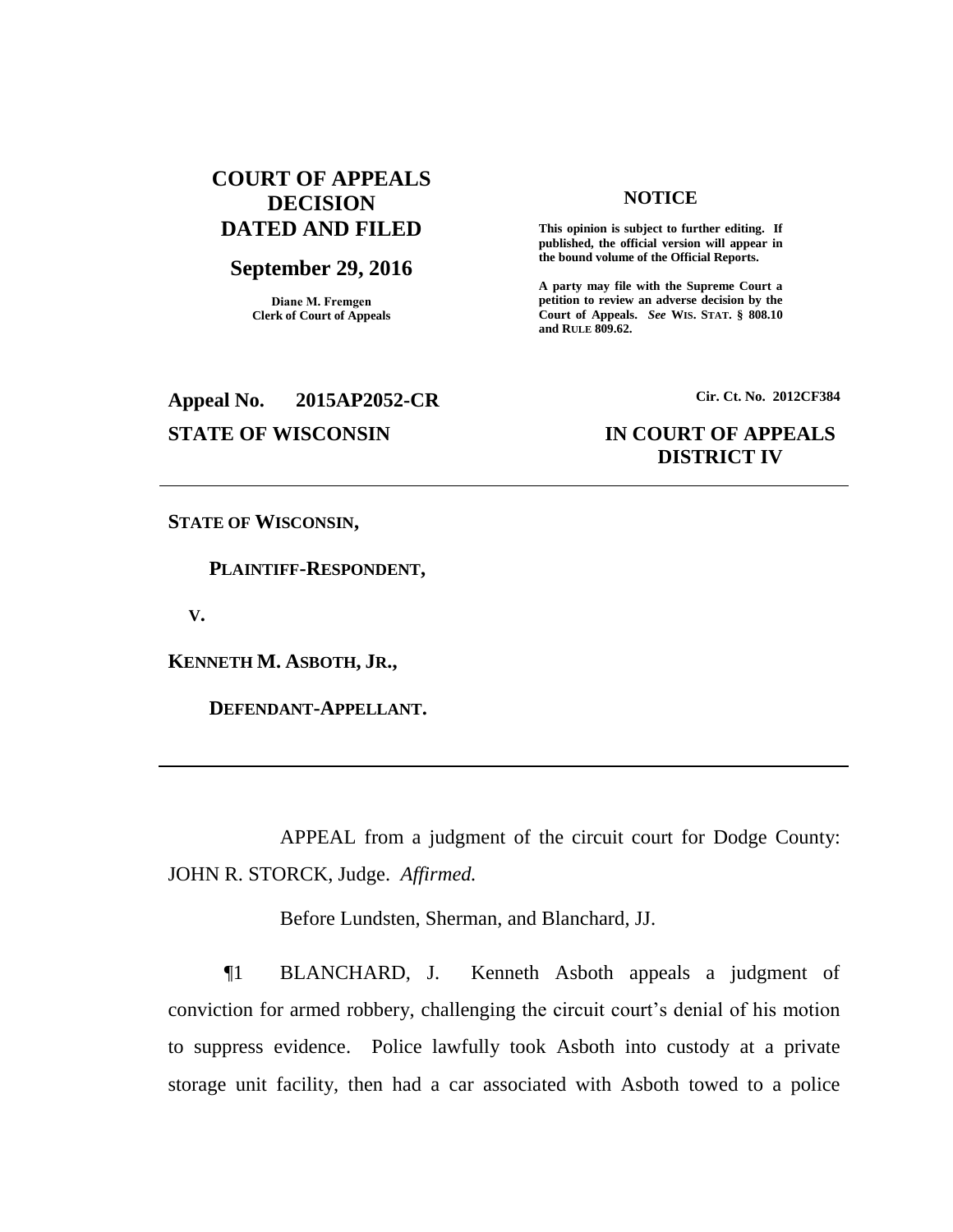# COURT OF APPEALS DECISION DATED AND FILED

**September 29, 2016**

Diane M. Fremgen
Clerk of Court of Appeals

**NOTICE**

**This opinion is subject to further editing. If published, the official version will appear in the bound volume of the Official Reports.**

**A party may file with the Supreme Court a petition to review an adverse decision by the Court of Appeals. *See* WIS. STAT. § 808.10 and RULE 809.62.**

**Appeal No. 2015AP2052-CR**

**Cir. Ct. No. 2012CF384**

**STATE OF WISCONSIN**

**IN COURT OF APPEALS DISTRICT IV**

---

**STATE OF WISCONSIN,**

**PLAINTIFF-RESPONDENT,**

**V.**

**KENNETH M. ASBOTH, JR.,**

**DEFENDANT-APPELLANT.**

---

APPEAL from a judgment of the circuit court for Dodge County: JOHN R. STORCK, Judge. *Affirmed.*

Before Lundsten, Sherman, and Blanchard, JJ.

¶1 BLANCHARD, J. Kenneth Asboth appeals a judgment of conviction for armed robbery, challenging the circuit court's denial of his motion to suppress evidence. Police lawfully took Asboth into custody at a private storage unit facility, then had a car associated with Asboth towed to a police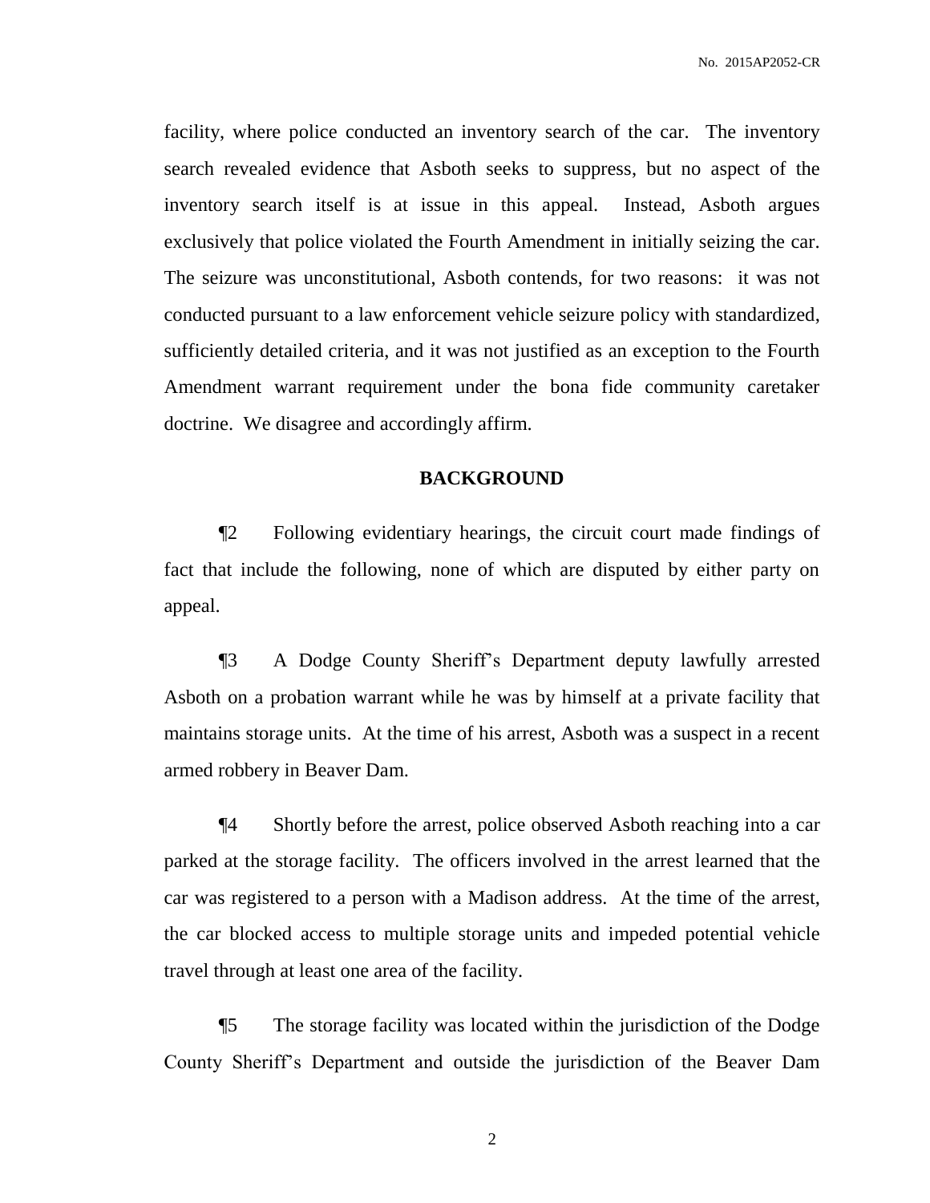facility, where police conducted an inventory search of the car. The inventory search revealed evidence that Asboth seeks to suppress, but no aspect of the inventory search itself is at issue in this appeal. Instead, Asboth argues exclusively that police violated the Fourth Amendment in initially seizing the car. The seizure was unconstitutional, Asboth contends, for two reasons: it was not conducted pursuant to a law enforcement vehicle seizure policy with standardized, sufficiently detailed criteria, and it was not justified as an exception to the Fourth Amendment warrant requirement under the bona fide community caretaker doctrine. We disagree and accordingly affirm.

## BACKGROUND

¶2 Following evidentiary hearings, the circuit court made findings of fact that include the following, none of which are disputed by either party on appeal.

¶3 A Dodge County Sheriff's Department deputy lawfully arrested Asboth on a probation warrant while he was by himself at a private facility that maintains storage units. At the time of his arrest, Asboth was a suspect in a recent armed robbery in Beaver Dam.

¶4 Shortly before the arrest, police observed Asboth reaching into a car parked at the storage facility. The officers involved in the arrest learned that the car was registered to a person with a Madison address. At the time of the arrest, the car blocked access to multiple storage units and impeded potential vehicle travel through at least one area of the facility.

¶5 The storage facility was located within the jurisdiction of the Dodge County Sheriff's Department and outside the jurisdiction of the Beaver Dam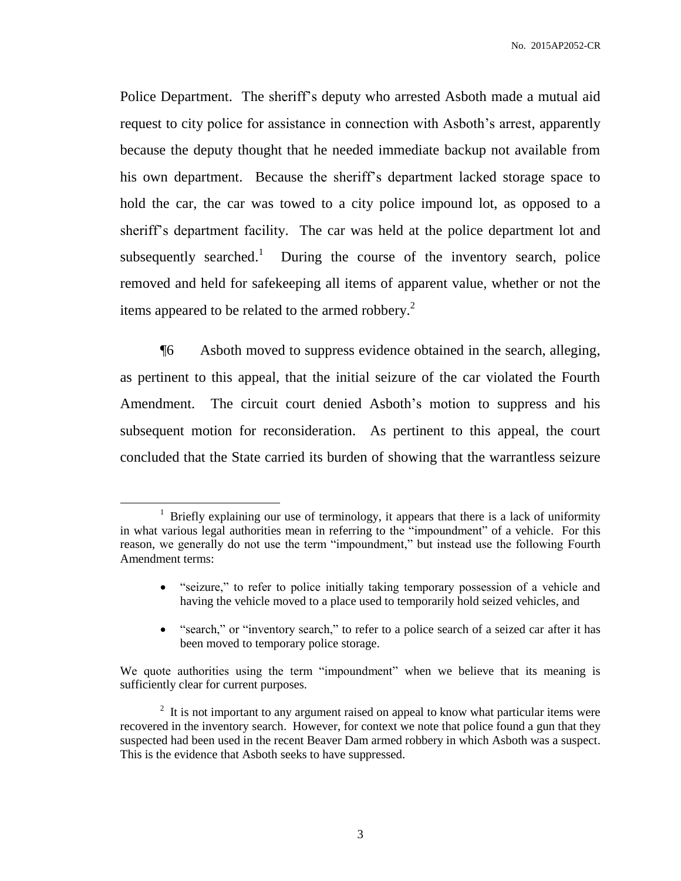Police Department. The sheriff's deputy who arrested Asboth made a mutual aid request to city police for assistance in connection with Asboth's arrest, apparently because the deputy thought that he needed immediate backup not available from his own department. Because the sheriff's department lacked storage space to hold the car, the car was towed to a city police impound lot, as opposed to a sheriff's department facility. The car was held at the police department lot and subsequently searched.[1] During the course of the inventory search, police removed and held for safekeeping all items of apparent value, whether or not the items appeared to be related to the armed robbery.[2]

¶6 Asboth moved to suppress evidence obtained in the search, alleging, as pertinent to this appeal, that the initial seizure of the car violated the Fourth Amendment. The circuit court denied Asboth's motion to suppress and his subsequent motion for reconsideration. As pertinent to this appeal, the court concluded that the State carried its burden of showing that the warrantless seizure

---

[1] Briefly explaining our use of terminology, it appears that there is a lack of uniformity in what various legal authorities mean in referring to the "impoundment" of a vehicle. For this reason, we generally do not use the term "impoundment," but instead use the following Fourth Amendment terms:

- "seizure," to refer to police initially taking temporary possession of a vehicle and having the vehicle moved to a place used to temporarily hold seized vehicles, and
- "search," or "inventory search," to refer to a police search of a seized car after it has been moved to temporary police storage.

We quote authorities using the term "impoundment" when we believe that its meaning is sufficiently clear for current purposes.

[2] It is not important to any argument raised on appeal to know what particular items were recovered in the inventory search. However, for context we note that police found a gun that they suspected had been used in the recent Beaver Dam armed robbery in which Asboth was a suspect. This is the evidence that Asboth seeks to have suppressed.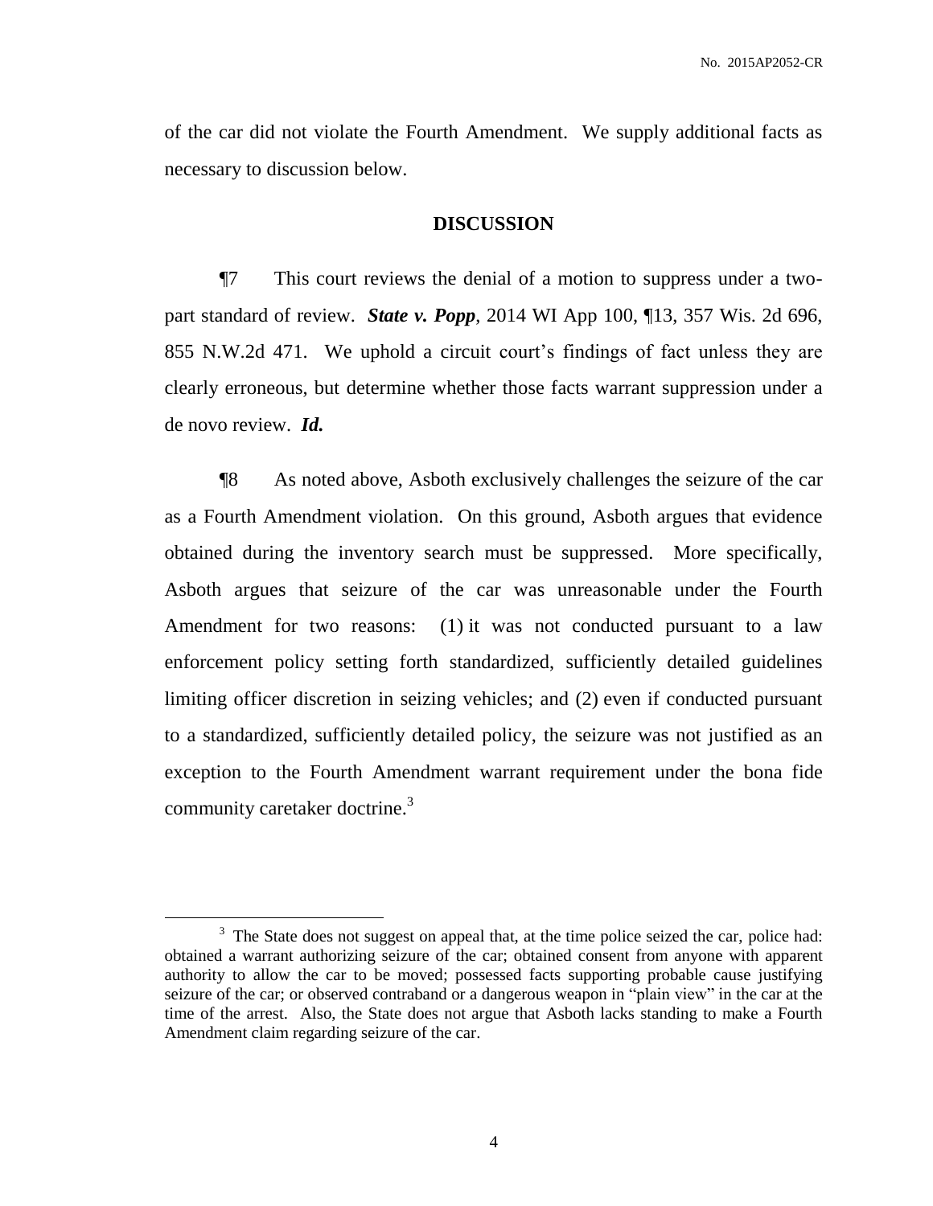of the car did not violate the Fourth Amendment. We supply additional facts as necessary to discussion below.

## DISCUSSION

¶7 This court reviews the denial of a motion to suppress under a two-part standard of review. ***State v. Popp***, 2014 WI App 100, ¶13, 357 Wis. 2d 696, 855 N.W.2d 471. We uphold a circuit court's findings of fact unless they are clearly erroneous, but determine whether those facts warrant suppression under a de novo review. ***Id.***

¶8 As noted above, Asboth exclusively challenges the seizure of the car as a Fourth Amendment violation. On this ground, Asboth argues that evidence obtained during the inventory search must be suppressed. More specifically, Asboth argues that seizure of the car was unreasonable under the Fourth Amendment for two reasons: (1) it was not conducted pursuant to a law enforcement policy setting forth standardized, sufficiently detailed guidelines limiting officer discretion in seizing vehicles; and (2) even if conducted pursuant to a standardized, sufficiently detailed policy, the seizure was not justified as an exception to the Fourth Amendment warrant requirement under the bona fide community caretaker doctrine.[3]

---

[3] The State does not suggest on appeal that, at the time police seized the car, police had: obtained a warrant authorizing seizure of the car; obtained consent from anyone with apparent authority to allow the car to be moved; possessed facts supporting probable cause justifying seizure of the car; or observed contraband or a dangerous weapon in "plain view" in the car at the time of the arrest. Also, the State does not argue that Asboth lacks standing to make a Fourth Amendment claim regarding seizure of the car.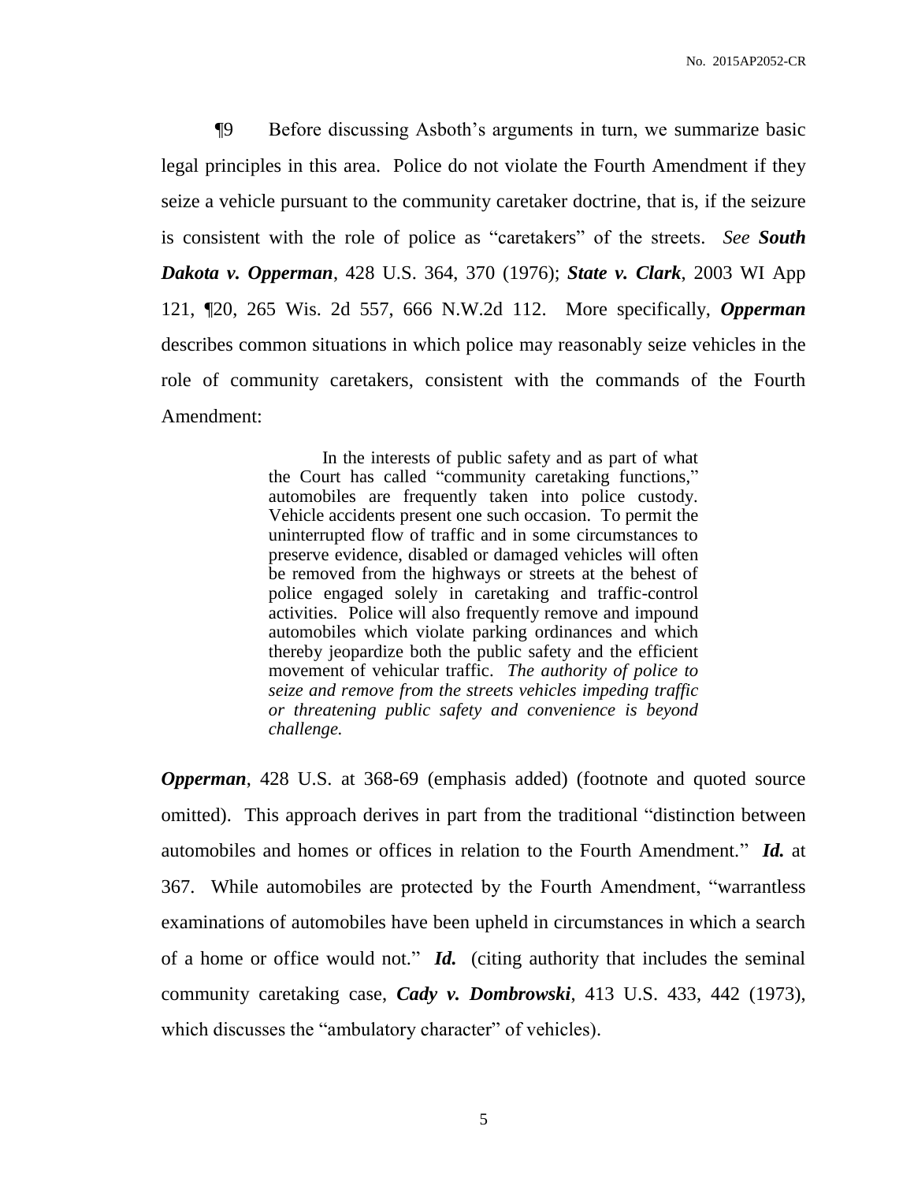¶9 Before discussing Asboth's arguments in turn, we summarize basic legal principles in this area. Police do not violate the Fourth Amendment if they seize a vehicle pursuant to the community caretaker doctrine, that is, if the seizure is consistent with the role of police as "caretakers" of the streets. *See* ***South Dakota v. Opperman***, 428 U.S. 364, 370 (1976); ***State v. Clark***, 2003 WI App 121, ¶20, 265 Wis. 2d 557, 666 N.W.2d 112. More specifically, ***Opperman*** describes common situations in which police may reasonably seize vehicles in the role of community caretakers, consistent with the commands of the Fourth Amendment:

> In the interests of public safety and as part of what the Court has called "community caretaking functions," automobiles are frequently taken into police custody. Vehicle accidents present one such occasion. To permit the uninterrupted flow of traffic and in some circumstances to preserve evidence, disabled or damaged vehicles will often be removed from the highways or streets at the behest of police engaged solely in caretaking and traffic-control activities. Police will also frequently remove and impound automobiles which violate parking ordinances and which thereby jeopardize both the public safety and the efficient movement of vehicular traffic. *The authority of police to seize and remove from the streets vehicles impeding traffic or threatening public safety and convenience is beyond challenge.*

***Opperman***, 428 U.S. at 368-69 (emphasis added) (footnote and quoted source omitted). This approach derives in part from the traditional "distinction between automobiles and homes or offices in relation to the Fourth Amendment." ***Id.*** at 367. While automobiles are protected by the Fourth Amendment, "warrantless examinations of automobiles have been upheld in circumstances in which a search of a home or office would not." ***Id.*** (citing authority that includes the seminal community caretaking case, ***Cady v. Dombrowski***, 413 U.S. 433, 442 (1973), which discusses the "ambulatory character" of vehicles).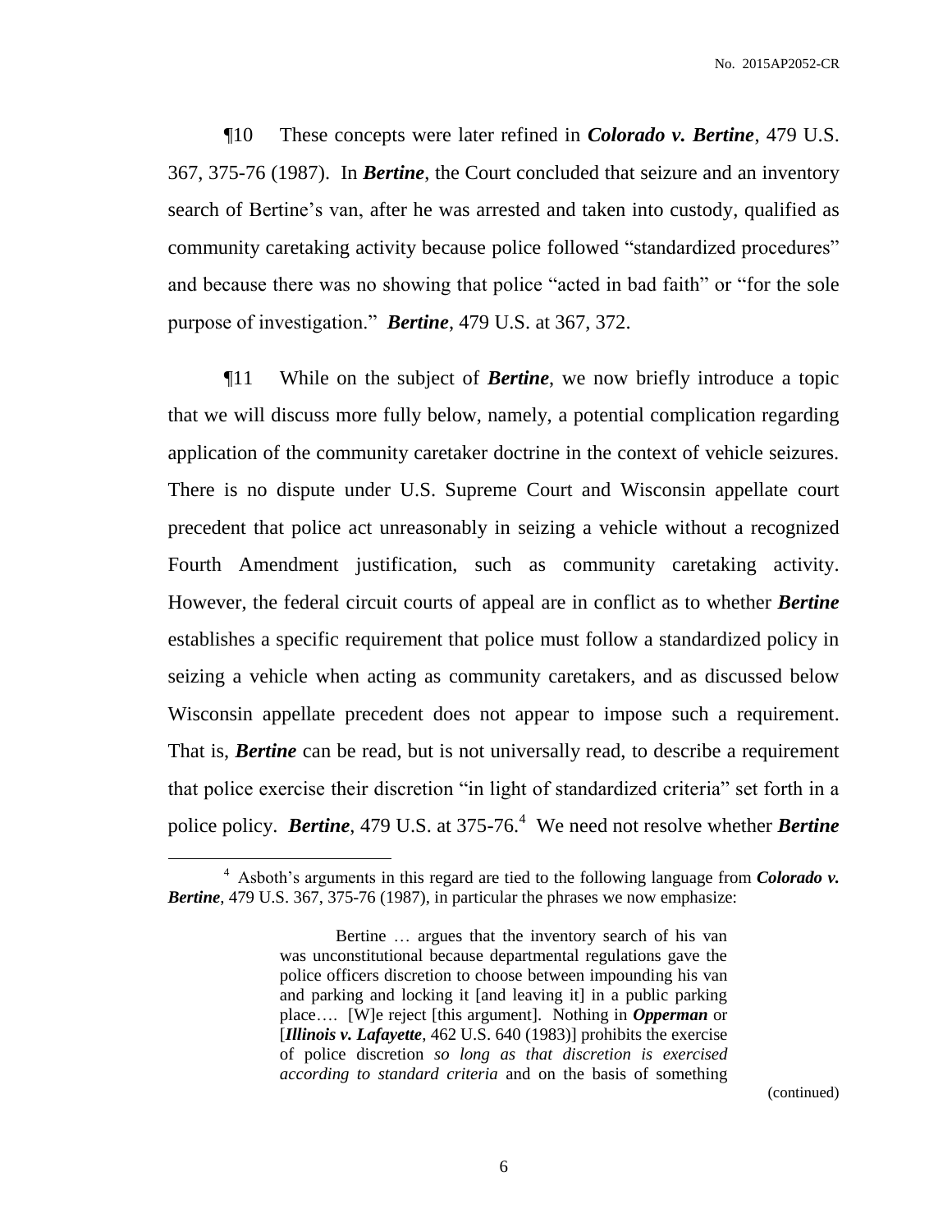¶10 These concepts were later refined in ***Colorado v. Bertine***, 479 U.S. 367, 375-76 (1987). In ***Bertine***, the Court concluded that seizure and an inventory search of Bertine's van, after he was arrested and taken into custody, qualified as community caretaking activity because police followed "standardized procedures" and because there was no showing that police "acted in bad faith" or "for the sole purpose of investigation." ***Bertine***, 479 U.S. at 367, 372.

¶11 While on the subject of ***Bertine***, we now briefly introduce a topic that we will discuss more fully below, namely, a potential complication regarding application of the community caretaker doctrine in the context of vehicle seizures. There is no dispute under U.S. Supreme Court and Wisconsin appellate court precedent that police act unreasonably in seizing a vehicle without a recognized Fourth Amendment justification, such as community caretaking activity. However, the federal circuit courts of appeal are in conflict as to whether ***Bertine*** establishes a specific requirement that police must follow a standardized policy in seizing a vehicle when acting as community caretakers, and as discussed below Wisconsin appellate precedent does not appear to impose such a requirement. That is, ***Bertine*** can be read, but is not universally read, to describe a requirement that police exercise their discretion "in light of standardized criteria" set forth in a police policy. ***Bertine***, 479 U.S. at 375-76.[4] We need not resolve whether ***Bertine***

---

[4] Asboth's arguments in this regard are tied to the following language from ***Colorado v. Bertine***, 479 U.S. 367, 375-76 (1987), in particular the phrases we now emphasize:

> Bertine … argues that the inventory search of his van was unconstitutional because departmental regulations gave the police officers discretion to choose between impounding his van and parking and locking it [and leaving it] in a public parking place…. [W]e reject [this argument]. Nothing in ***Opperman*** or [***Illinois v. Lafayette***, 462 U.S. 640 (1983)] prohibits the exercise of police discretion *so long as that discretion is exercised according to standard criteria* and on the basis of something

(continued)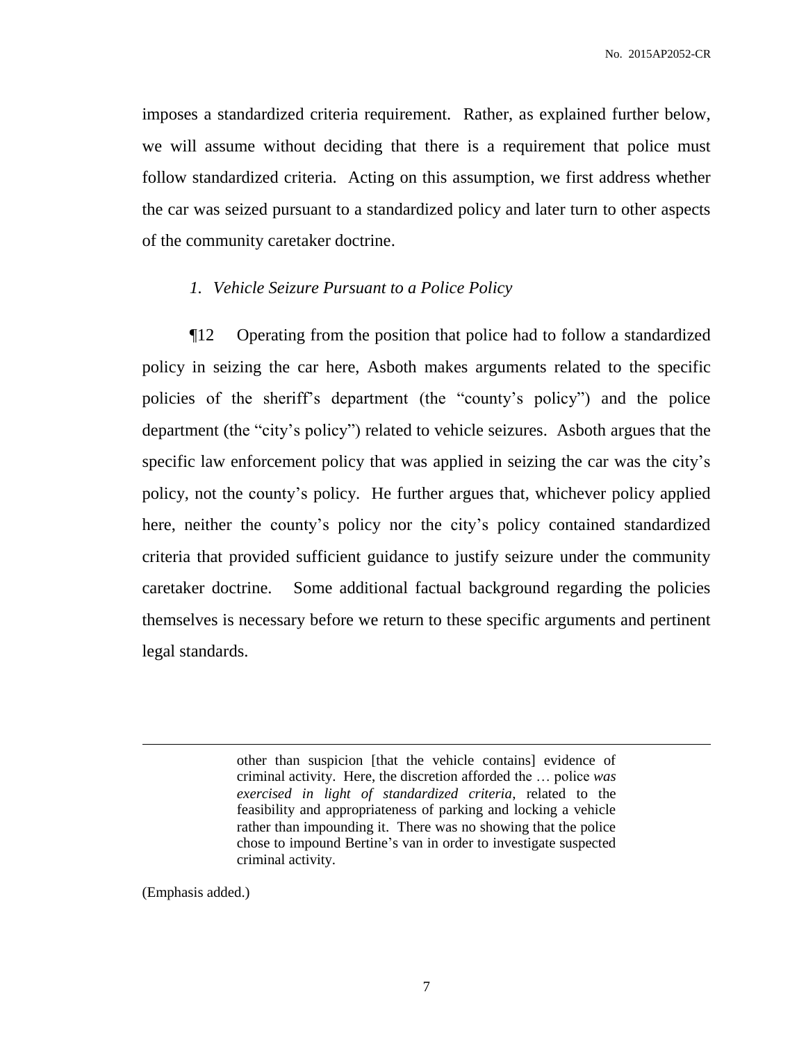imposes a standardized criteria requirement. Rather, as explained further below, we will assume without deciding that there is a requirement that police must follow standardized criteria. Acting on this assumption, we first address whether the car was seized pursuant to a standardized policy and later turn to other aspects of the community caretaker doctrine.

*1. Vehicle Seizure Pursuant to a Police Policy*

¶12 Operating from the position that police had to follow a standardized policy in seizing the car here, Asboth makes arguments related to the specific policies of the sheriff's department (the "county's policy") and the police department (the "city's policy") related to vehicle seizures. Asboth argues that the specific law enforcement policy that was applied in seizing the car was the city's policy, not the county's policy. He further argues that, whichever policy applied here, neither the county's policy nor the city's policy contained standardized criteria that provided sufficient guidance to justify seizure under the community caretaker doctrine. Some additional factual background regarding the policies themselves is necessary before we return to these specific arguments and pertinent legal standards.

---

> other than suspicion [that the vehicle contains] evidence of criminal activity. Here, the discretion afforded the … police *was exercised in light of standardized criteria*, related to the feasibility and appropriateness of parking and locking a vehicle rather than impounding it. There was no showing that the police chose to impound Bertine's van in order to investigate suspected criminal activity.

(Emphasis added.)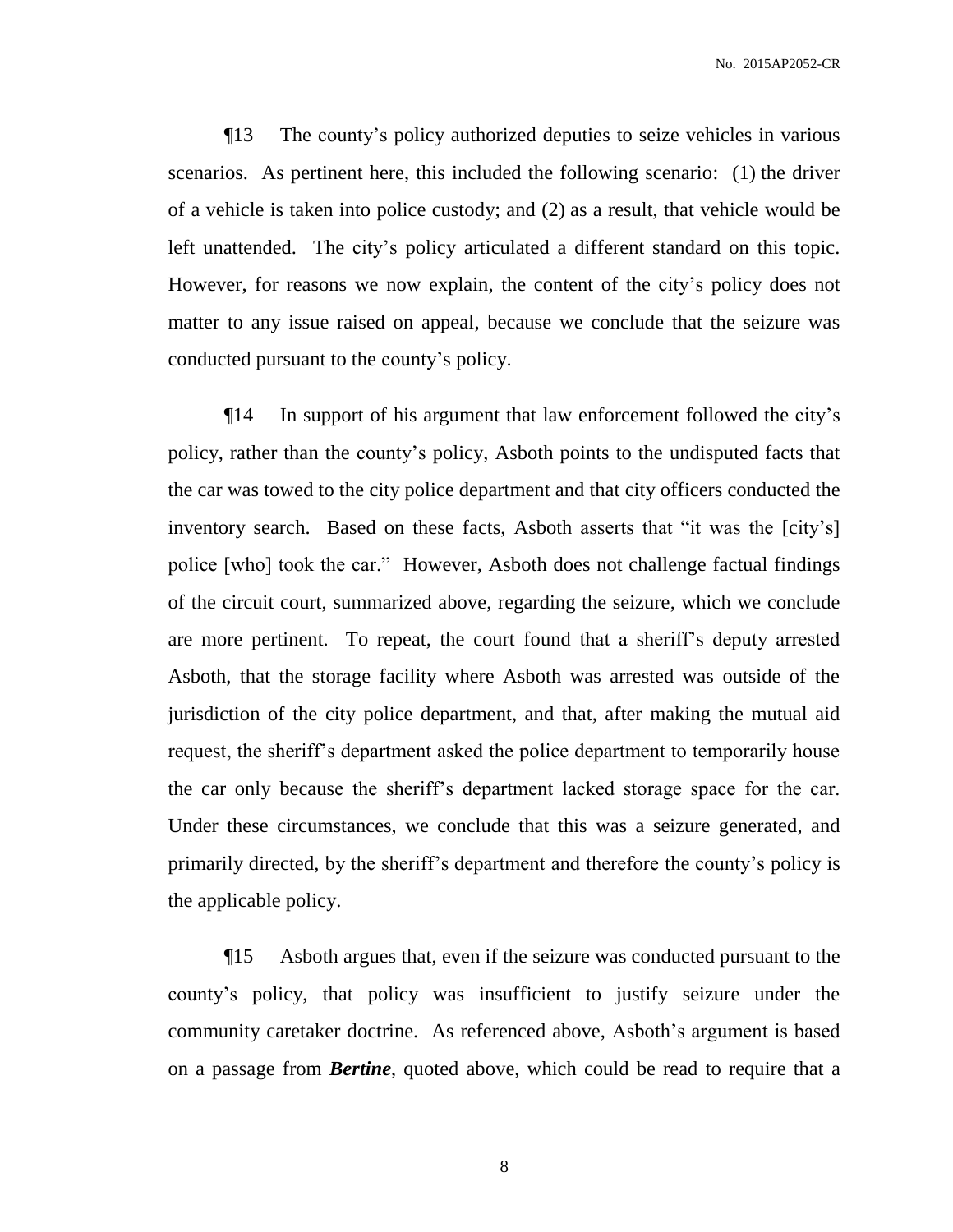¶13 The county's policy authorized deputies to seize vehicles in various scenarios. As pertinent here, this included the following scenario: (1) the driver of a vehicle is taken into police custody; and (2) as a result, that vehicle would be left unattended. The city's policy articulated a different standard on this topic. However, for reasons we now explain, the content of the city's policy does not matter to any issue raised on appeal, because we conclude that the seizure was conducted pursuant to the county's policy.

¶14 In support of his argument that law enforcement followed the city's policy, rather than the county's policy, Asboth points to the undisputed facts that the car was towed to the city police department and that city officers conducted the inventory search. Based on these facts, Asboth asserts that "it was the [city's] police [who] took the car." However, Asboth does not challenge factual findings of the circuit court, summarized above, regarding the seizure, which we conclude are more pertinent. To repeat, the court found that a sheriff's deputy arrested Asboth, that the storage facility where Asboth was arrested was outside of the jurisdiction of the city police department, and that, after making the mutual aid request, the sheriff's department asked the police department to temporarily house the car only because the sheriff's department lacked storage space for the car. Under these circumstances, we conclude that this was a seizure generated, and primarily directed, by the sheriff's department and therefore the county's policy is the applicable policy.

¶15 Asboth argues that, even if the seizure was conducted pursuant to the county's policy, that policy was insufficient to justify seizure under the community caretaker doctrine. As referenced above, Asboth's argument is based on a passage from ***Bertine***, quoted above, which could be read to require that a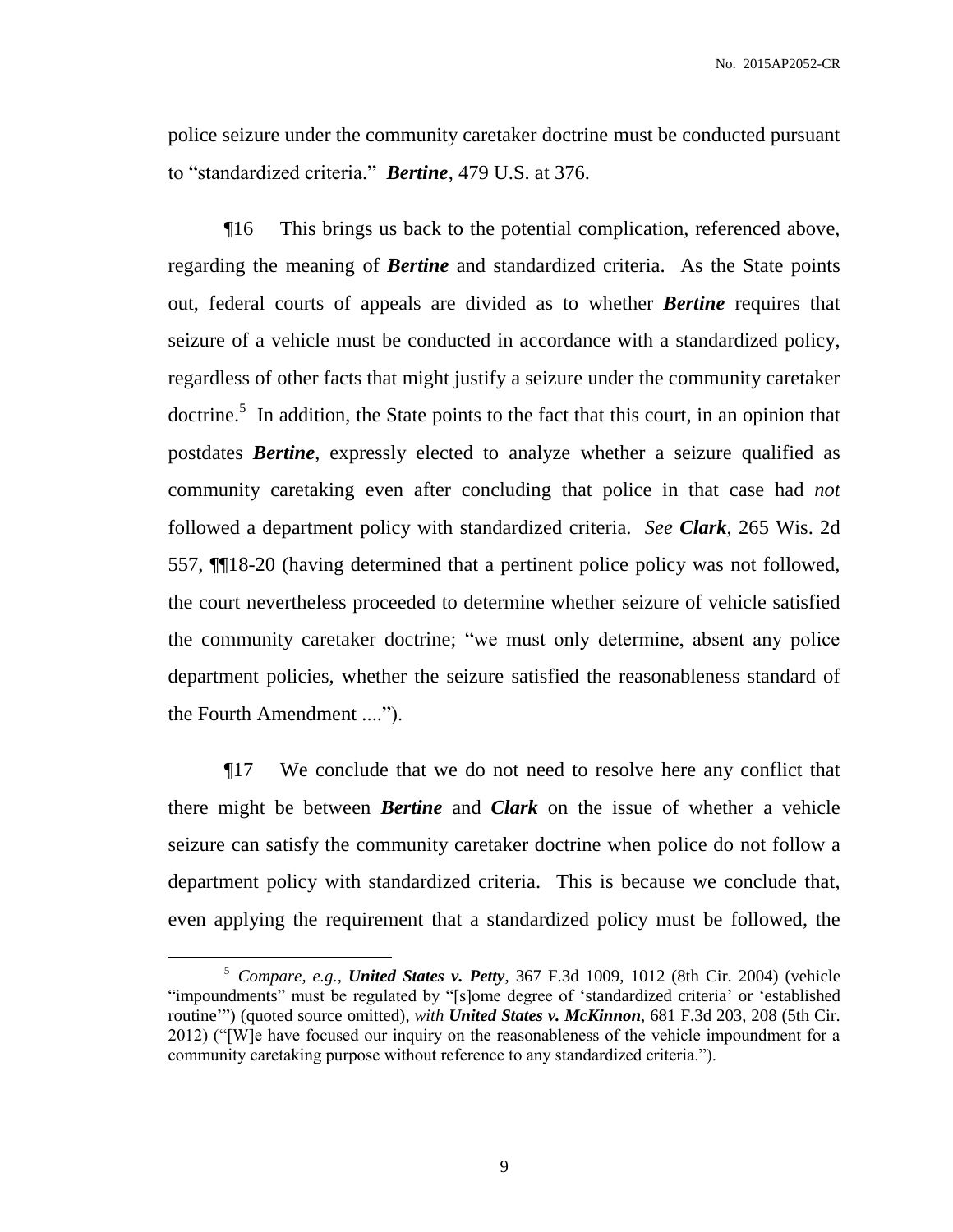police seizure under the community caretaker doctrine must be conducted pursuant to "standardized criteria." ***Bertine***, 479 U.S. at 376.

¶16 This brings us back to the potential complication, referenced above, regarding the meaning of ***Bertine*** and standardized criteria. As the State points out, federal courts of appeals are divided as to whether ***Bertine*** requires that seizure of a vehicle must be conducted in accordance with a standardized policy, regardless of other facts that might justify a seizure under the community caretaker doctrine.[5] In addition, the State points to the fact that this court, in an opinion that postdates ***Bertine***, expressly elected to analyze whether a seizure qualified as community caretaking even after concluding that police in that case had *not* followed a department policy with standardized criteria. *See* ***Clark***, 265 Wis. 2d 557, ¶¶18-20 (having determined that a pertinent police policy was not followed, the court nevertheless proceeded to determine whether seizure of vehicle satisfied the community caretaker doctrine; "we must only determine, absent any police department policies, whether the seizure satisfied the reasonableness standard of the Fourth Amendment ....").

¶17 We conclude that we do not need to resolve here any conflict that there might be between ***Bertine*** and ***Clark*** on the issue of whether a vehicle seizure can satisfy the community caretaker doctrine when police do not follow a department policy with standardized criteria. This is because we conclude that, even applying the requirement that a standardized policy must be followed, the

---

[5] *Compare, e.g.,* ***United States v. Petty***, 367 F.3d 1009, 1012 (8th Cir. 2004) (vehicle "impoundments" must be regulated by "[s]ome degree of 'standardized criteria' or 'established routine'") (quoted source omitted), *with* ***United States v. McKinnon***, 681 F.3d 203, 208 (5th Cir. 2012) ("[W]e have focused our inquiry on the reasonableness of the vehicle impoundment for a community caretaking purpose without reference to any standardized criteria.").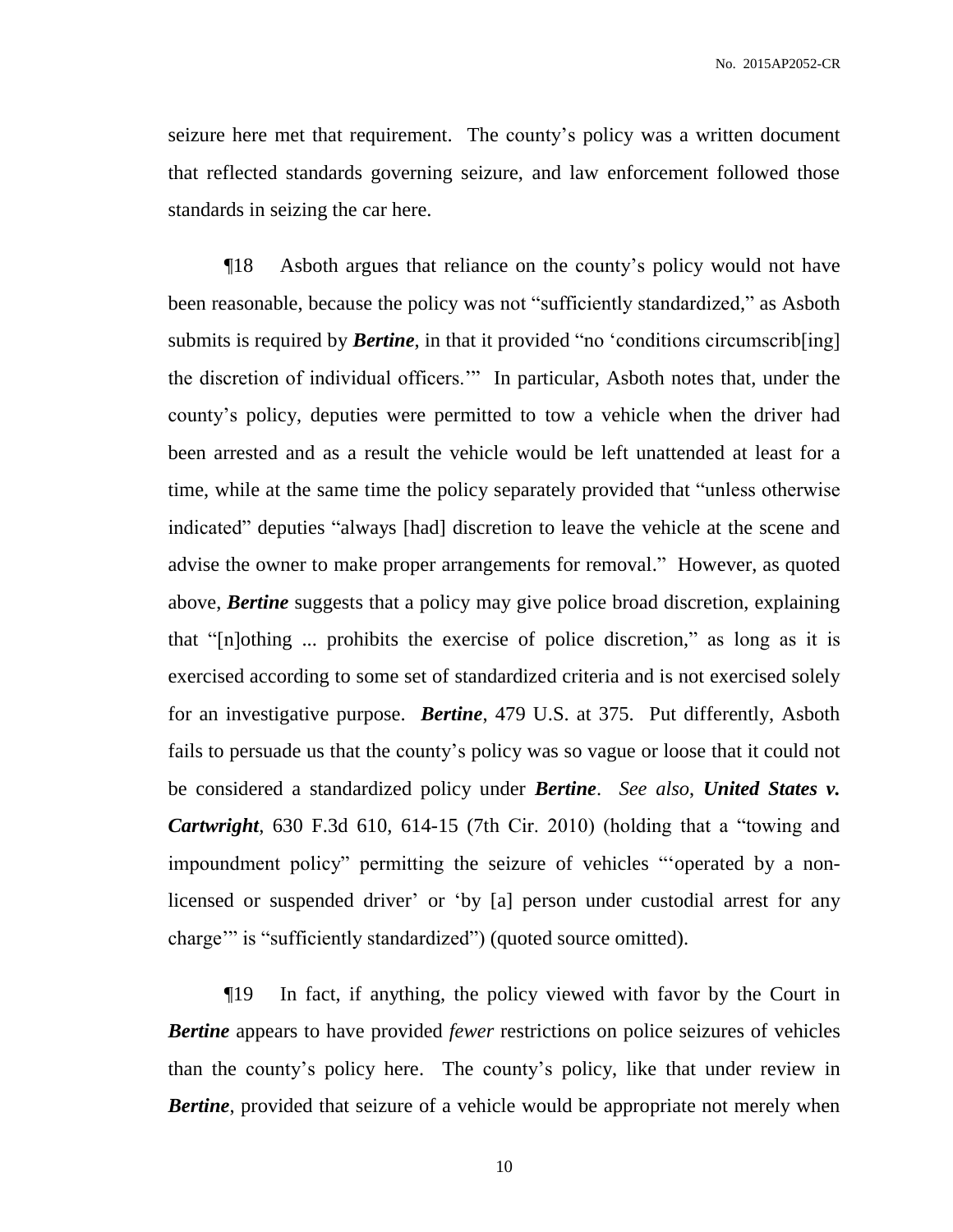seizure here met that requirement. The county's policy was a written document that reflected standards governing seizure, and law enforcement followed those standards in seizing the car here.

¶18 Asboth argues that reliance on the county's policy would not have been reasonable, because the policy was not "sufficiently standardized," as Asboth submits is required by ***Bertine***, in that it provided "no 'conditions circumscrib[ing] the discretion of individual officers.'" In particular, Asboth notes that, under the county's policy, deputies were permitted to tow a vehicle when the driver had been arrested and as a result the vehicle would be left unattended at least for a time, while at the same time the policy separately provided that "unless otherwise indicated" deputies "always [had] discretion to leave the vehicle at the scene and advise the owner to make proper arrangements for removal." However, as quoted above, ***Bertine*** suggests that a policy may give police broad discretion, explaining that "[n]othing ... prohibits the exercise of police discretion," as long as it is exercised according to some set of standardized criteria and is not exercised solely for an investigative purpose. ***Bertine***, 479 U.S. at 375. Put differently, Asboth fails to persuade us that the county's policy was so vague or loose that it could not be considered a standardized policy under ***Bertine***. *See also*, ***United States v. Cartwright***, 630 F.3d 610, 614-15 (7th Cir. 2010) (holding that a "towing and impoundment policy" permitting the seizure of vehicles "'operated by a non-licensed or suspended driver' or 'by [a] person under custodial arrest for any charge'" is "sufficiently standardized") (quoted source omitted).

¶19 In fact, if anything, the policy viewed with favor by the Court in ***Bertine*** appears to have provided *fewer* restrictions on police seizures of vehicles than the county's policy here. The county's policy, like that under review in ***Bertine***, provided that seizure of a vehicle would be appropriate not merely when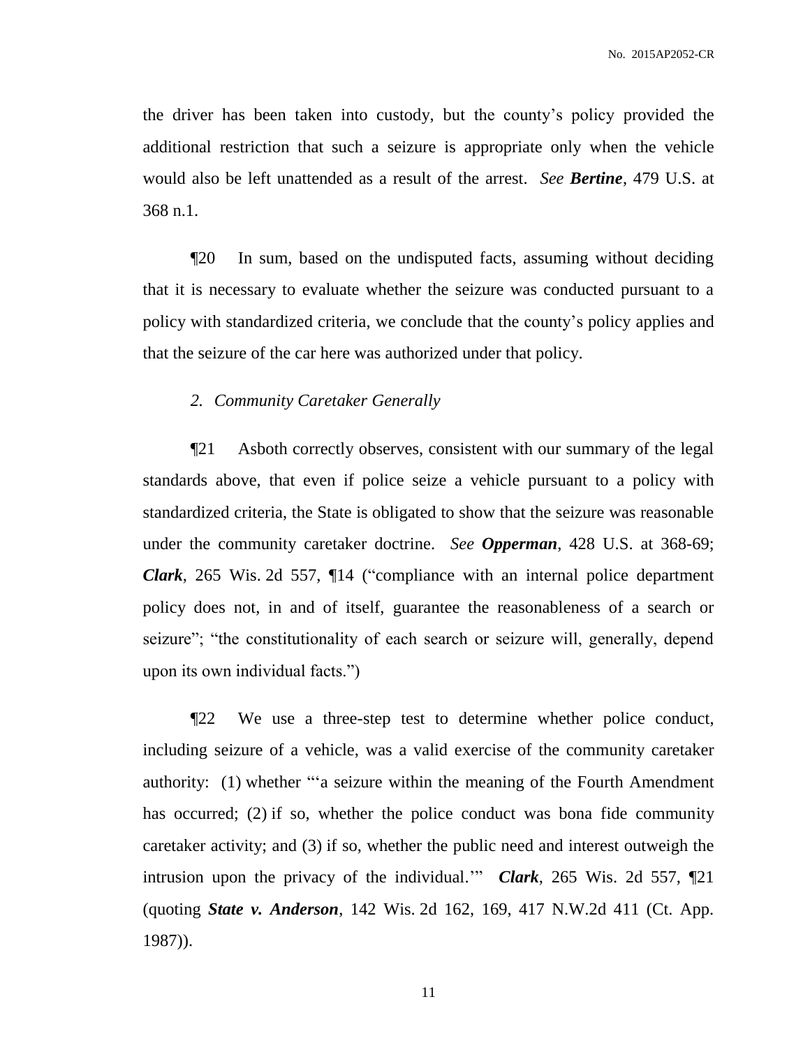the driver has been taken into custody, but the county's policy provided the additional restriction that such a seizure is appropriate only when the vehicle would also be left unattended as a result of the arrest. *See* ***Bertine***, 479 U.S. at 368 n.1.

¶20 In sum, based on the undisputed facts, assuming without deciding that it is necessary to evaluate whether the seizure was conducted pursuant to a policy with standardized criteria, we conclude that the county's policy applies and that the seizure of the car here was authorized under that policy.

*2. Community Caretaker Generally*

¶21 Asboth correctly observes, consistent with our summary of the legal standards above, that even if police seize a vehicle pursuant to a policy with standardized criteria, the State is obligated to show that the seizure was reasonable under the community caretaker doctrine. *See* ***Opperman***, 428 U.S. at 368-69; ***Clark***, 265 Wis. 2d 557, ¶14 ("compliance with an internal police department policy does not, in and of itself, guarantee the reasonableness of a search or seizure"; "the constitutionality of each search or seizure will, generally, depend upon its own individual facts.")

¶22 We use a three-step test to determine whether police conduct, including seizure of a vehicle, was a valid exercise of the community caretaker authority: (1) whether "'a seizure within the meaning of the Fourth Amendment has occurred; (2) if so, whether the police conduct was bona fide community caretaker activity; and (3) if so, whether the public need and interest outweigh the intrusion upon the privacy of the individual.'" ***Clark***, 265 Wis. 2d 557, ¶21 (quoting ***State v. Anderson***, 142 Wis. 2d 162, 169, 417 N.W.2d 411 (Ct. App. 1987)).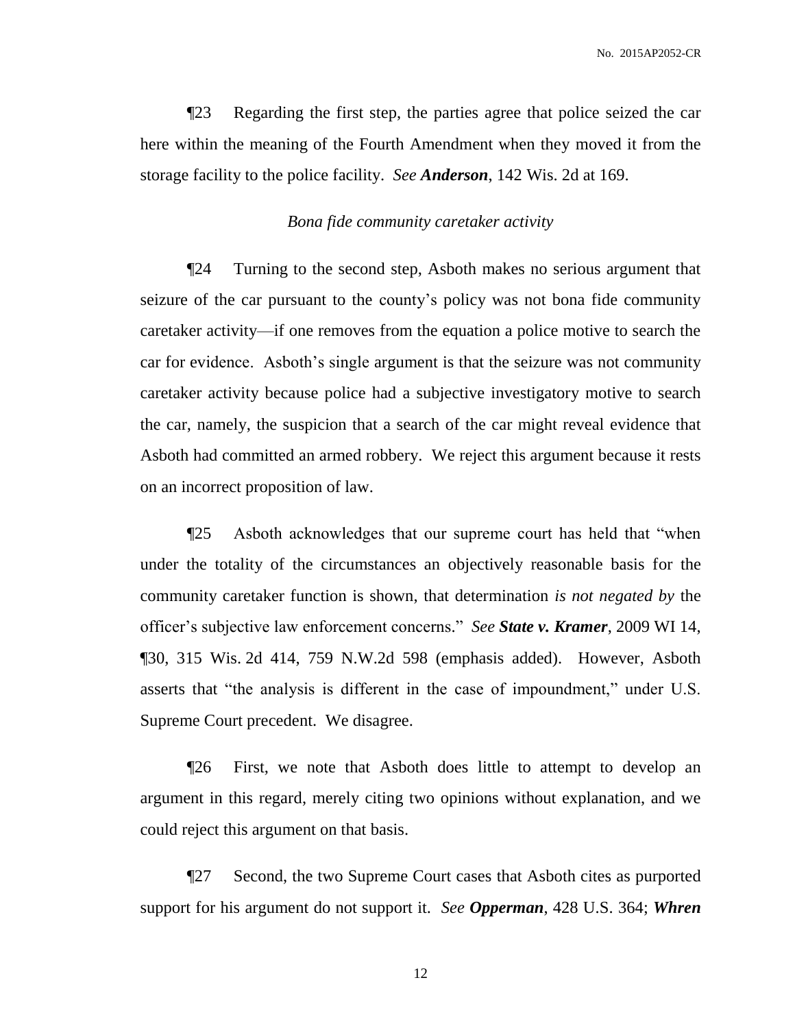¶23 Regarding the first step, the parties agree that police seized the car here within the meaning of the Fourth Amendment when they moved it from the storage facility to the police facility. *See* ***Anderson***, 142 Wis. 2d at 169.

*Bona fide community caretaker activity*

¶24 Turning to the second step, Asboth makes no serious argument that seizure of the car pursuant to the county's policy was not bona fide community caretaker activity—if one removes from the equation a police motive to search the car for evidence. Asboth's single argument is that the seizure was not community caretaker activity because police had a subjective investigatory motive to search the car, namely, the suspicion that a search of the car might reveal evidence that Asboth had committed an armed robbery. We reject this argument because it rests on an incorrect proposition of law.

¶25 Asboth acknowledges that our supreme court has held that "when under the totality of the circumstances an objectively reasonable basis for the community caretaker function is shown, that determination *is not negated by* the officer's subjective law enforcement concerns." *See* ***State v. Kramer***, 2009 WI 14, ¶30, 315 Wis. 2d 414, 759 N.W.2d 598 (emphasis added). However, Asboth asserts that "the analysis is different in the case of impoundment," under U.S. Supreme Court precedent. We disagree.

¶26 First, we note that Asboth does little to attempt to develop an argument in this regard, merely citing two opinions without explanation, and we could reject this argument on that basis.

¶27 Second, the two Supreme Court cases that Asboth cites as purported support for his argument do not support it. *See* ***Opperman***, 428 U.S. 364; ***Whren***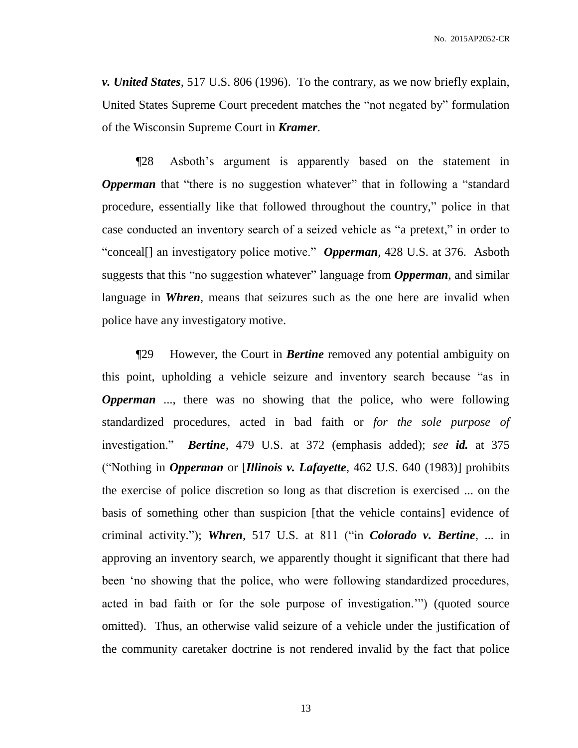*v. United States*, 517 U.S. 806 (1996). To the contrary, as we now briefly explain, United States Supreme Court precedent matches the "not negated by" formulation of the Wisconsin Supreme Court in ***Kramer***.

¶28 Asboth's argument is apparently based on the statement in ***Opperman*** that "there is no suggestion whatever" that in following a "standard procedure, essentially like that followed throughout the country," police in that case conducted an inventory search of a seized vehicle as "a pretext," in order to "conceal[] an investigatory police motive." ***Opperman***, 428 U.S. at 376. Asboth suggests that this "no suggestion whatever" language from ***Opperman***, and similar language in ***Whren***, means that seizures such as the one here are invalid when police have any investigatory motive.

¶29 However, the Court in ***Bertine*** removed any potential ambiguity on this point, upholding a vehicle seizure and inventory search because "as in ***Opperman*** ..., there was no showing that the police, who were following standardized procedures, acted in bad faith or *for the sole purpose of* investigation." ***Bertine***, 479 U.S. at 372 (emphasis added); *see* ***id.*** at 375 ("Nothing in ***Opperman*** or [***Illinois v. Lafayette***, 462 U.S. 640 (1983)] prohibits the exercise of police discretion so long as that discretion is exercised ... on the basis of something other than suspicion [that the vehicle contains] evidence of criminal activity."); ***Whren***, 517 U.S. at 811 ("in ***Colorado v. Bertine***, ... in approving an inventory search, we apparently thought it significant that there had been 'no showing that the police, who were following standardized procedures, acted in bad faith or for the sole purpose of investigation.'") (quoted source omitted). Thus, an otherwise valid seizure of a vehicle under the justification of the community caretaker doctrine is not rendered invalid by the fact that police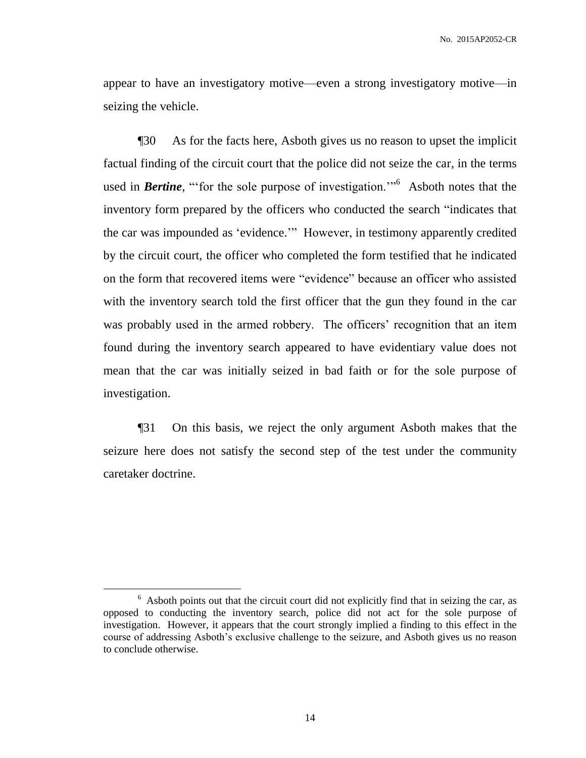appear to have an investigatory motive—even a strong investigatory motive—in seizing the vehicle.

¶30 As for the facts here, Asboth gives us no reason to upset the implicit factual finding of the circuit court that the police did not seize the car, in the terms used in ***Bertine***, "'for the sole purpose of investigation.'"[6] Asboth notes that the inventory form prepared by the officers who conducted the search "indicates that the car was impounded as 'evidence.'" However, in testimony apparently credited by the circuit court, the officer who completed the form testified that he indicated on the form that recovered items were "evidence" because an officer who assisted with the inventory search told the first officer that the gun they found in the car was probably used in the armed robbery. The officers' recognition that an item found during the inventory search appeared to have evidentiary value does not mean that the car was initially seized in bad faith or for the sole purpose of investigation.

¶31 On this basis, we reject the only argument Asboth makes that the seizure here does not satisfy the second step of the test under the community caretaker doctrine.

[6] Asboth points out that the circuit court did not explicitly find that in seizing the car, as opposed to conducting the inventory search, police did not act for the sole purpose of investigation. However, it appears that the court strongly implied a finding to this effect in the course of addressing Asboth's exclusive challenge to the seizure, and Asboth gives us no reason to conclude otherwise.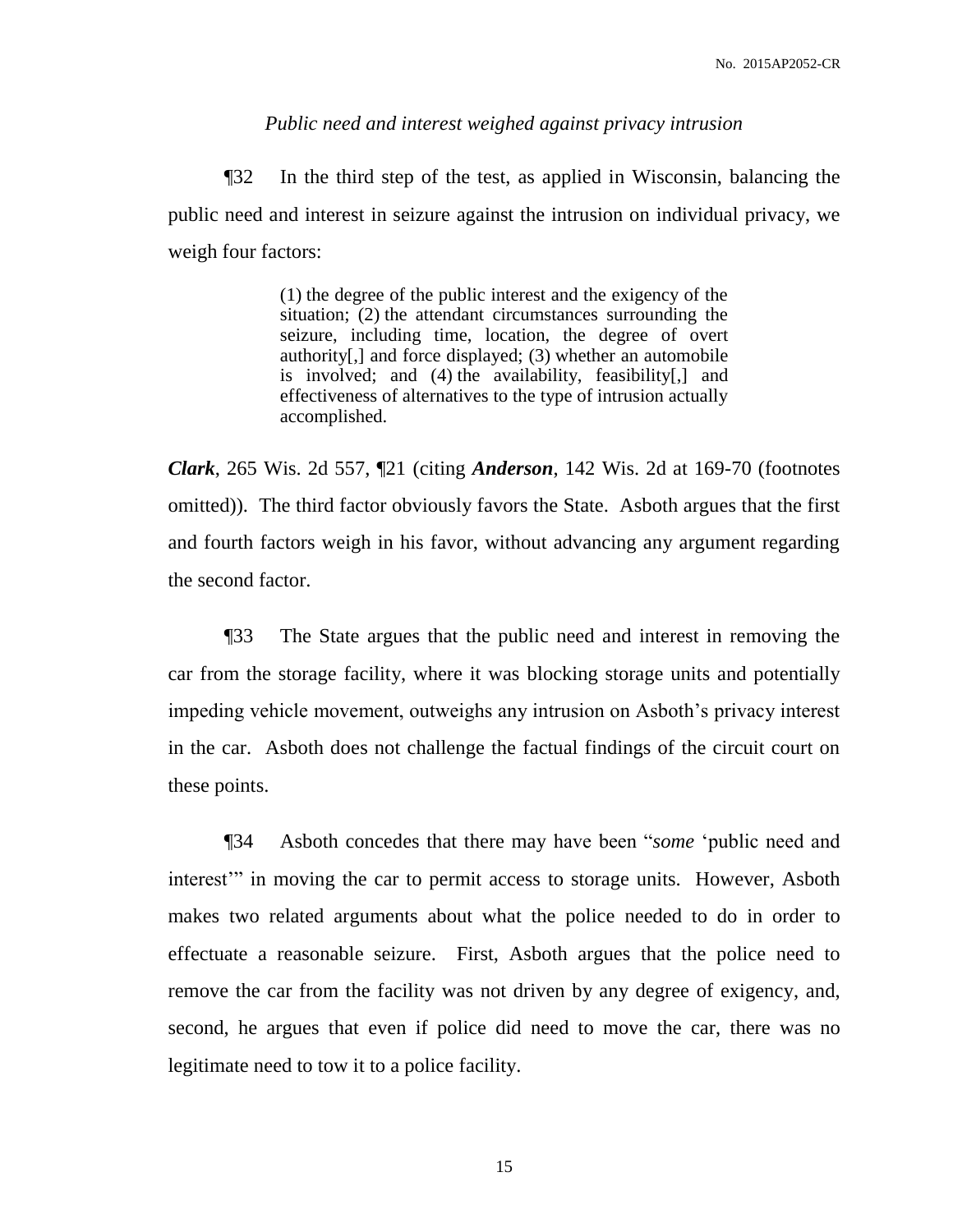*Public need and interest weighed against privacy intrusion*

¶32 In the third step of the test, as applied in Wisconsin, balancing the public need and interest in seizure against the intrusion on individual privacy, we weigh four factors:

> (1) the degree of the public interest and the exigency of the situation; (2) the attendant circumstances surrounding the seizure, including time, location, the degree of overt authority[,] and force displayed; (3) whether an automobile is involved; and (4) the availability, feasibility[,] and effectiveness of alternatives to the type of intrusion actually accomplished.

***Clark***, 265 Wis. 2d 557, ¶21 (citing ***Anderson***, 142 Wis. 2d at 169-70 (footnotes omitted)). The third factor obviously favors the State. Asboth argues that the first and fourth factors weigh in his favor, without advancing any argument regarding the second factor.

¶33 The State argues that the public need and interest in removing the car from the storage facility, where it was blocking storage units and potentially impeding vehicle movement, outweighs any intrusion on Asboth's privacy interest in the car. Asboth does not challenge the factual findings of the circuit court on these points.

¶34 Asboth concedes that there may have been "*some* 'public need and interest'" in moving the car to permit access to storage units. However, Asboth makes two related arguments about what the police needed to do in order to effectuate a reasonable seizure. First, Asboth argues that the police need to remove the car from the facility was not driven by any degree of exigency, and, second, he argues that even if police did need to move the car, there was no legitimate need to tow it to a police facility.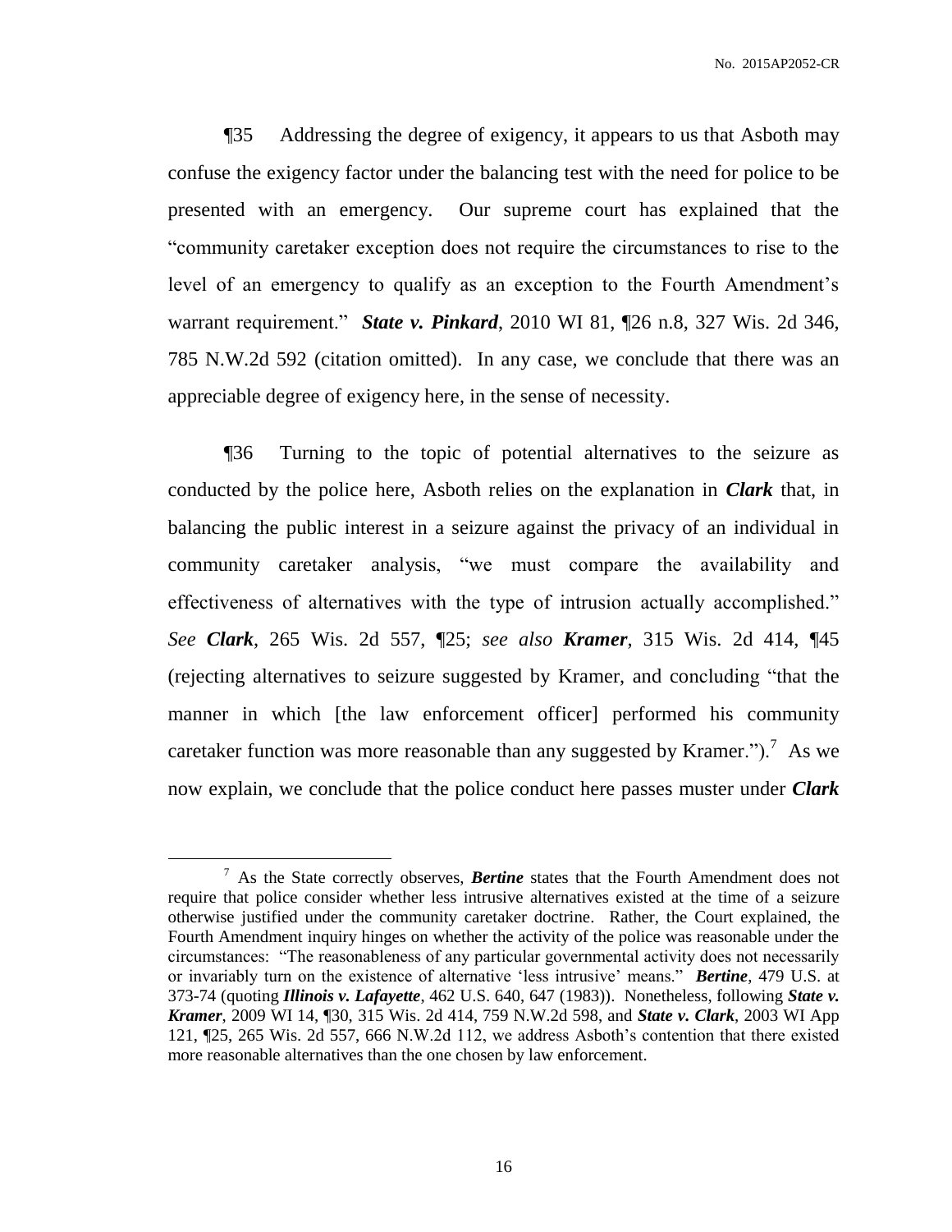¶35 Addressing the degree of exigency, it appears to us that Asboth may confuse the exigency factor under the balancing test with the need for police to be presented with an emergency. Our supreme court has explained that the "community caretaker exception does not require the circumstances to rise to the level of an emergency to qualify as an exception to the Fourth Amendment's warrant requirement." ***State v. Pinkard***, 2010 WI 81, ¶26 n.8, 327 Wis. 2d 346, 785 N.W.2d 592 (citation omitted). In any case, we conclude that there was an appreciable degree of exigency here, in the sense of necessity.

¶36 Turning to the topic of potential alternatives to the seizure as conducted by the police here, Asboth relies on the explanation in ***Clark*** that, in balancing the public interest in a seizure against the privacy of an individual in community caretaker analysis, "we must compare the availability and effectiveness of alternatives with the type of intrusion actually accomplished." *See* ***Clark***, 265 Wis. 2d 557, ¶25; *see also* ***Kramer***, 315 Wis. 2d 414, ¶45 (rejecting alternatives to seizure suggested by Kramer, and concluding "that the manner in which [the law enforcement officer] performed his community caretaker function was more reasonable than any suggested by Kramer.").[7] As we now explain, we conclude that the police conduct here passes muster under ***Clark***

[7] As the State correctly observes, ***Bertine*** states that the Fourth Amendment does not require that police consider whether less intrusive alternatives existed at the time of a seizure otherwise justified under the community caretaker doctrine. Rather, the Court explained, the Fourth Amendment inquiry hinges on whether the activity of the police was reasonable under the circumstances: "The reasonableness of any particular governmental activity does not necessarily or invariably turn on the existence of alternative 'less intrusive' means." ***Bertine***, 479 U.S. at 373-74 (quoting ***Illinois v. Lafayette***, 462 U.S. 640, 647 (1983)). Nonetheless, following ***State v. Kramer***, 2009 WI 14, ¶30, 315 Wis. 2d 414, 759 N.W.2d 598, and ***State v. Clark***, 2003 WI App 121, ¶25, 265 Wis. 2d 557, 666 N.W.2d 112, we address Asboth's contention that there existed more reasonable alternatives than the one chosen by law enforcement.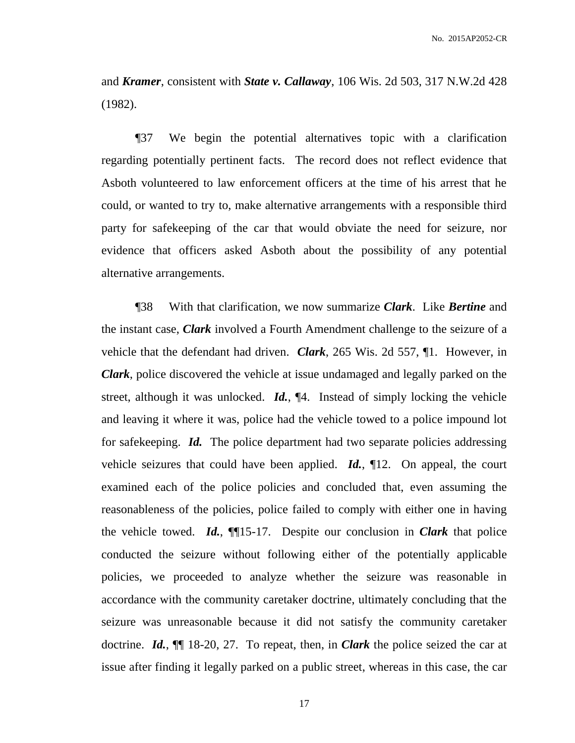and ***Kramer***, consistent with ***State v. Callaway***, 106 Wis. 2d 503, 317 N.W.2d 428 (1982).

¶37 We begin the potential alternatives topic with a clarification regarding potentially pertinent facts. The record does not reflect evidence that Asboth volunteered to law enforcement officers at the time of his arrest that he could, or wanted to try to, make alternative arrangements with a responsible third party for safekeeping of the car that would obviate the need for seizure, nor evidence that officers asked Asboth about the possibility of any potential alternative arrangements.

¶38 With that clarification, we now summarize ***Clark***. Like ***Bertine*** and the instant case, ***Clark*** involved a Fourth Amendment challenge to the seizure of a vehicle that the defendant had driven. ***Clark***, 265 Wis. 2d 557, ¶1. However, in ***Clark***, police discovered the vehicle at issue undamaged and legally parked on the street, although it was unlocked. ***Id.***, ¶4. Instead of simply locking the vehicle and leaving it where it was, police had the vehicle towed to a police impound lot for safekeeping. ***Id.*** The police department had two separate policies addressing vehicle seizures that could have been applied. ***Id.***, ¶12. On appeal, the court examined each of the police policies and concluded that, even assuming the reasonableness of the policies, police failed to comply with either one in having the vehicle towed. ***Id.***, ¶¶15-17. Despite our conclusion in ***Clark*** that police conducted the seizure without following either of the potentially applicable policies, we proceeded to analyze whether the seizure was reasonable in accordance with the community caretaker doctrine, ultimately concluding that the seizure was unreasonable because it did not satisfy the community caretaker doctrine. ***Id.***, ¶¶ 18-20, 27. To repeat, then, in ***Clark*** the police seized the car at issue after finding it legally parked on a public street, whereas in this case, the car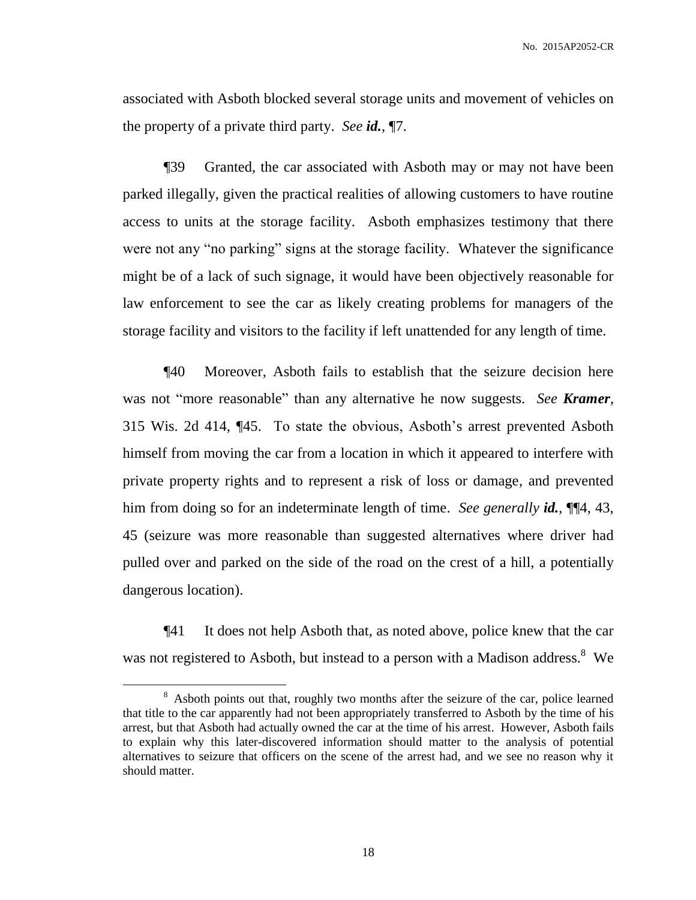associated with Asboth blocked several storage units and movement of vehicles on the property of a private third party. *See* ***id.***, ¶7.

¶39 Granted, the car associated with Asboth may or may not have been parked illegally, given the practical realities of allowing customers to have routine access to units at the storage facility. Asboth emphasizes testimony that there were not any "no parking" signs at the storage facility. Whatever the significance might be of a lack of such signage, it would have been objectively reasonable for law enforcement to see the car as likely creating problems for managers of the storage facility and visitors to the facility if left unattended for any length of time.

¶40 Moreover, Asboth fails to establish that the seizure decision here was not "more reasonable" than any alternative he now suggests. *See* ***Kramer***, 315 Wis. 2d 414, ¶45. To state the obvious, Asboth's arrest prevented Asboth himself from moving the car from a location in which it appeared to interfere with private property rights and to represent a risk of loss or damage, and prevented him from doing so for an indeterminate length of time. *See generally* ***id.***, ¶¶4, 43, 45 (seizure was more reasonable than suggested alternatives where driver had pulled over and parked on the side of the road on the crest of a hill, a potentially dangerous location).

¶41 It does not help Asboth that, as noted above, police knew that the car was not registered to Asboth, but instead to a person with a Madison address.[8] We

[8] Asboth points out that, roughly two months after the seizure of the car, police learned that title to the car apparently had not been appropriately transferred to Asboth by the time of his arrest, but that Asboth had actually owned the car at the time of his arrest. However, Asboth fails to explain why this later-discovered information should matter to the analysis of potential alternatives to seizure that officers on the scene of the arrest had, and we see no reason why it should matter.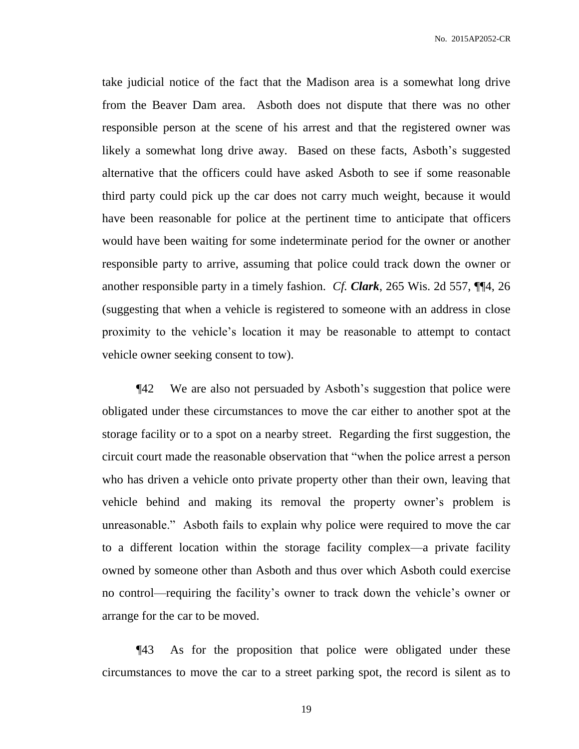take judicial notice of the fact that the Madison area is a somewhat long drive from the Beaver Dam area. Asboth does not dispute that there was no other responsible person at the scene of his arrest and that the registered owner was likely a somewhat long drive away. Based on these facts, Asboth's suggested alternative that the officers could have asked Asboth to see if some reasonable third party could pick up the car does not carry much weight, because it would have been reasonable for police at the pertinent time to anticipate that officers would have been waiting for some indeterminate period for the owner or another responsible party to arrive, assuming that police could track down the owner or another responsible party in a timely fashion. *Cf.* ***Clark***, 265 Wis. 2d 557, ¶¶4, 26 (suggesting that when a vehicle is registered to someone with an address in close proximity to the vehicle's location it may be reasonable to attempt to contact vehicle owner seeking consent to tow).

¶42 We are also not persuaded by Asboth's suggestion that police were obligated under these circumstances to move the car either to another spot at the storage facility or to a spot on a nearby street. Regarding the first suggestion, the circuit court made the reasonable observation that "when the police arrest a person who has driven a vehicle onto private property other than their own, leaving that vehicle behind and making its removal the property owner's problem is unreasonable." Asboth fails to explain why police were required to move the car to a different location within the storage facility complex—a private facility owned by someone other than Asboth and thus over which Asboth could exercise no control—requiring the facility's owner to track down the vehicle's owner or arrange for the car to be moved.

¶43 As for the proposition that police were obligated under these circumstances to move the car to a street parking spot, the record is silent as to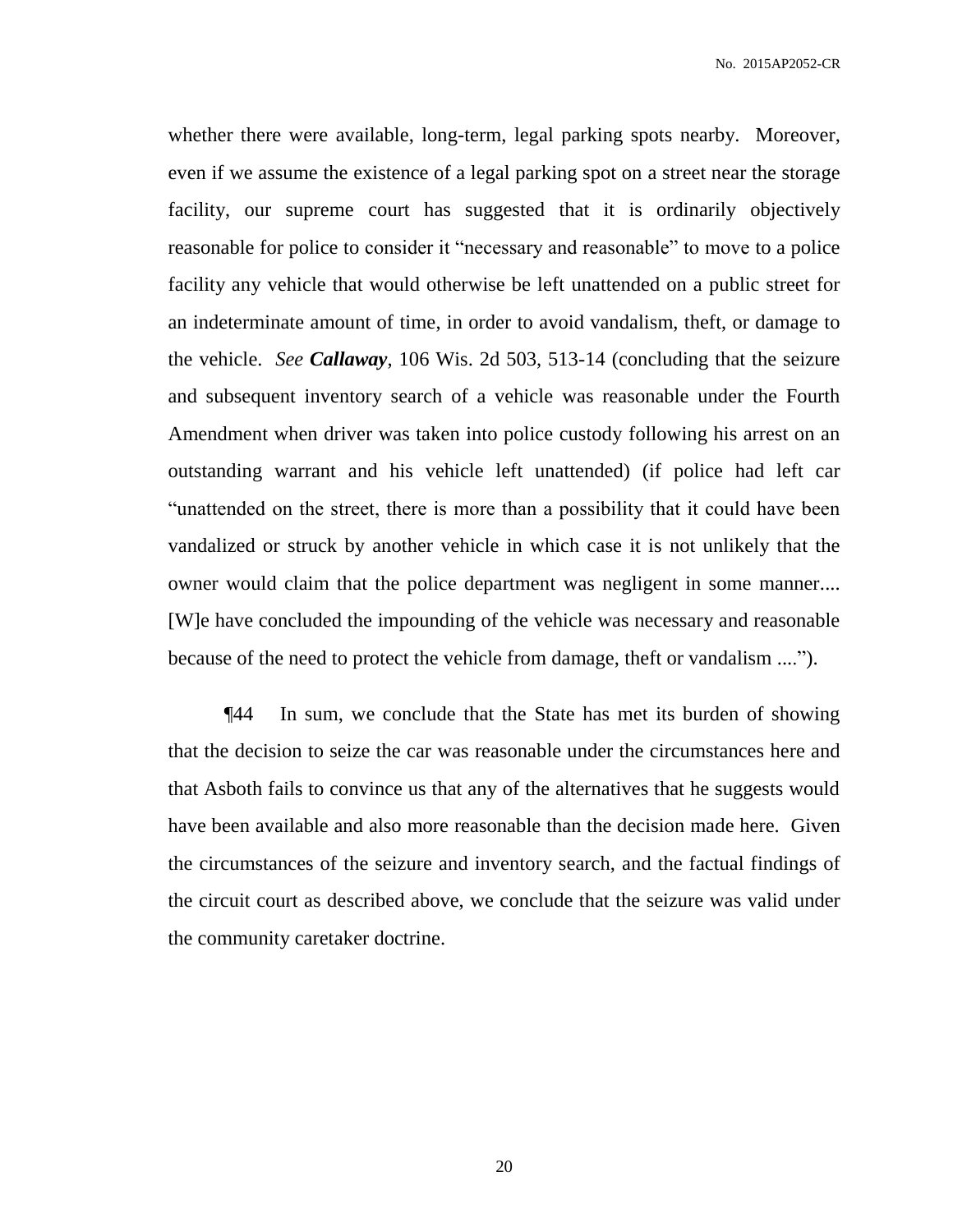whether there were available, long-term, legal parking spots nearby. Moreover, even if we assume the existence of a legal parking spot on a street near the storage facility, our supreme court has suggested that it is ordinarily objectively reasonable for police to consider it "necessary and reasonable" to move to a police facility any vehicle that would otherwise be left unattended on a public street for an indeterminate amount of time, in order to avoid vandalism, theft, or damage to the vehicle. *See* ***Callaway***, 106 Wis. 2d 503, 513-14 (concluding that the seizure and subsequent inventory search of a vehicle was reasonable under the Fourth Amendment when driver was taken into police custody following his arrest on an outstanding warrant and his vehicle left unattended) (if police had left car "unattended on the street, there is more than a possibility that it could have been vandalized or struck by another vehicle in which case it is not unlikely that the owner would claim that the police department was negligent in some manner.... [W]e have concluded the impounding of the vehicle was necessary and reasonable because of the need to protect the vehicle from damage, theft or vandalism ....").

¶44 In sum, we conclude that the State has met its burden of showing that the decision to seize the car was reasonable under the circumstances here and that Asboth fails to convince us that any of the alternatives that he suggests would have been available and also more reasonable than the decision made here. Given the circumstances of the seizure and inventory search, and the factual findings of the circuit court as described above, we conclude that the seizure was valid under the community caretaker doctrine.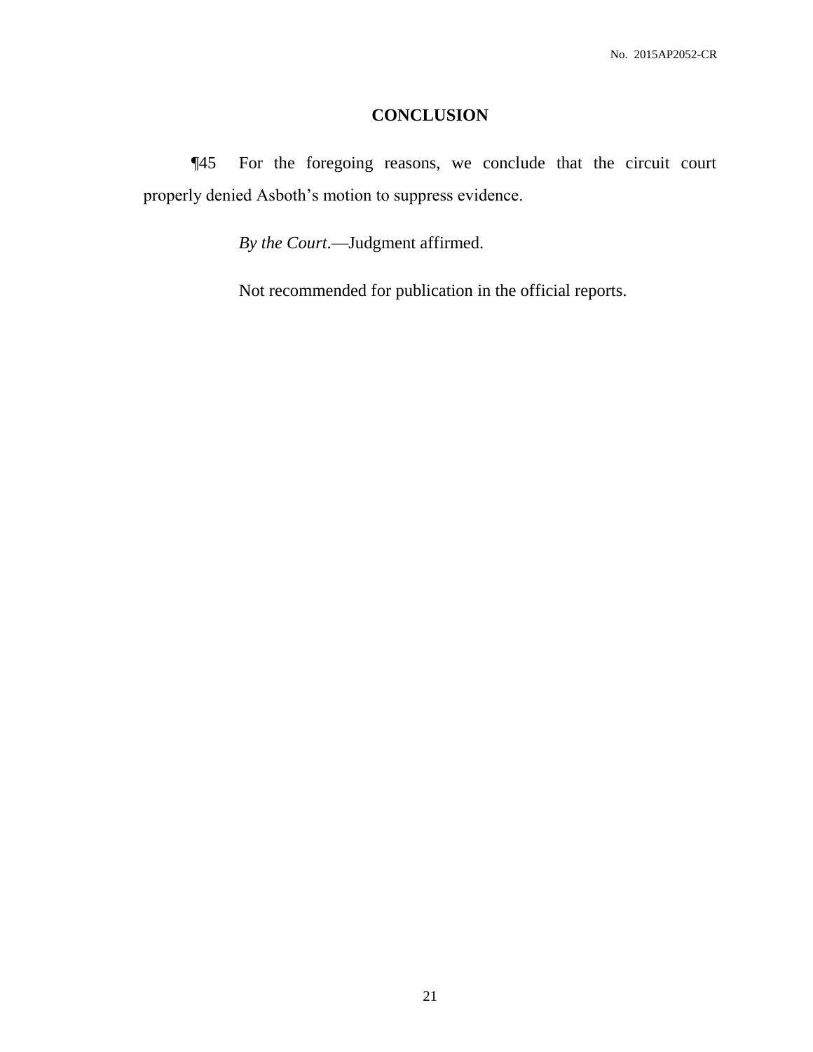## CONCLUSION

¶45 For the foregoing reasons, we conclude that the circuit court properly denied Asboth's motion to suppress evidence.

*By the Court*.—Judgment affirmed.

Not recommended for publication in the official reports.